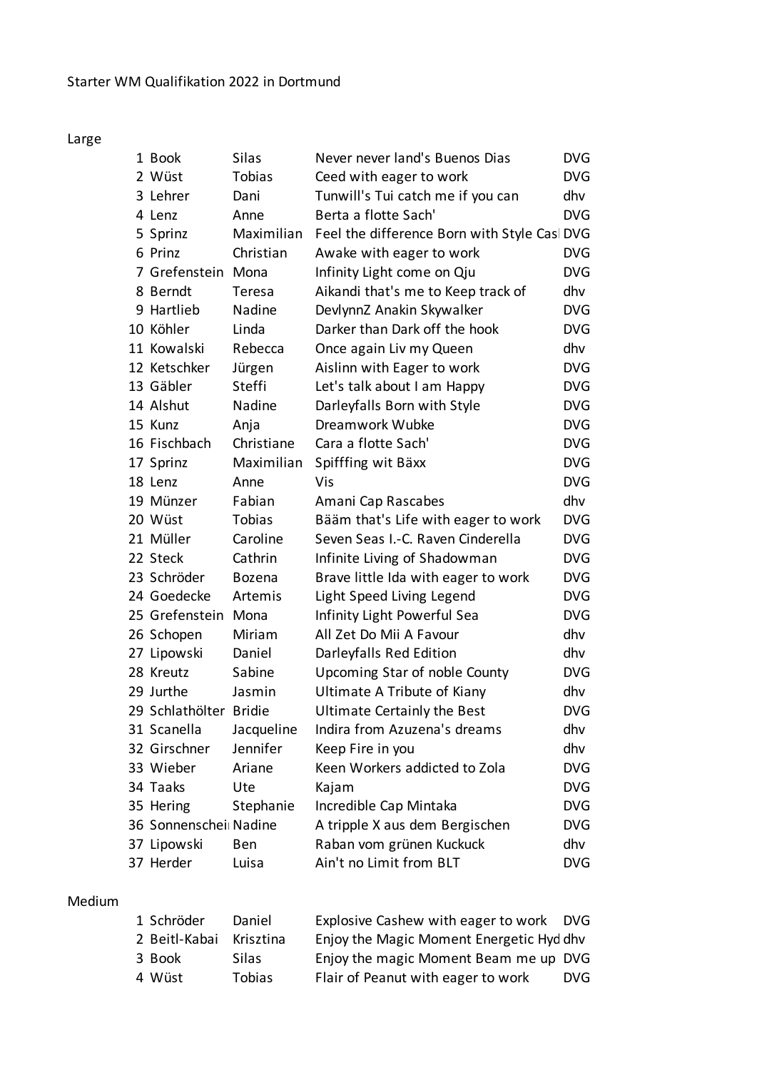Starter WM Qualifikation 2022 in Dortmund

Large

| | | | | |
|---|---|---|---|---|
| 1 | Book | Silas | Never never land's Buenos Dias | DVG |
| 2 | Wüst | Tobias | Ceed with eager to work | DVG |
| 3 | Lehrer | Dani | Tunwill's Tui catch me if you can | dhv |
| 4 | Lenz | Anne | Berta a flotte Sach' | DVG |
| 5 | Sprinz | Maximilian | Feel the difference Born with Style Casl | DVG |
| 6 | Prinz | Christian | Awake with eager to work | DVG |
| 7 | Grefenstein | Mona | Infinity Light come on Qju | DVG |
| 8 | Berndt | Teresa | Aikandi that's me to Keep track of | dhv |
| 9 | Hartlieb | Nadine | DevlynnZ Anakin Skywalker | DVG |
| 10 | Köhler | Linda | Darker than Dark off the hook | DVG |
| 11 | Kowalski | Rebecca | Once again Liv my Queen | dhv |
| 12 | Ketschker | Jürgen | Aislinn with Eager to work | DVG |
| 13 | Gäbler | Steffi | Let's talk about I am Happy | DVG |
| 14 | Alshut | Nadine | Darleyfalls Born with Style | DVG |
| 15 | Kunz | Anja | Dreamwork Wubke | DVG |
| 16 | Fischbach | Christiane | Cara a flotte Sach' | DVG |
| 17 | Sprinz | Maximilian | Spifffing wit Bäxx | DVG |
| 18 | Lenz | Anne | Vis | DVG |
| 19 | Münzer | Fabian | Amani Cap Rascabes | dhv |
| 20 | Wüst | Tobias | Bääm that's Life with eager to work | DVG |
| 21 | Müller | Caroline | Seven Seas I.-C. Raven Cinderella | DVG |
| 22 | Steck | Cathrin | Infinite Living of Shadowman | DVG |
| 23 | Schröder | Bozena | Brave little Ida with eager to work | DVG |
| 24 | Goedecke | Artemis | Light Speed Living Legend | DVG |
| 25 | Grefenstein | Mona | Infinity Light Powerful Sea | DVG |
| 26 | Schopen | Miriam | All Zet Do Mii A Favour | dhv |
| 27 | Lipowski | Daniel | Darleyfalls Red Edition | dhv |
| 28 | Kreutz | Sabine | Upcoming Star of noble County | DVG |
| 29 | Jurthe | Jasmin | Ultimate A Tribute of Kiany | dhv |
| 29 | Schlathölter | Bridie | Ultimate Certainly the Best | DVG |
| 31 | Scanella | Jacqueline | Indira from Azuzena's dreams | dhv |
| 32 | Girschner | Jennifer | Keep Fire in you | dhv |
| 33 | Wieber | Ariane | Keen Workers addicted to Zola | DVG |
| 34 | Taaks | Ute | Kajam | DVG |
| 35 | Hering | Stephanie | Incredible Cap Mintaka | DVG |
| 36 | Sonnenschei | Nadine | A tripple X aus dem Bergischen | DVG |
| 37 | Lipowski | Ben | Raban vom grünen Kuckuck | dhv |
| 37 | Herder | Luisa | Ain't no Limit from BLT | DVG |

Medium

| | | | | |
|---|---|---|---|---|
| 1 | Schröder | Daniel | Explosive Cashew with eager to work | DVG |
| 2 | Beitl-Kabai | Krisztina | Enjoy the Magic Moment Energetic Hyd | dhv |
| 3 | Book | Silas | Enjoy the magic Moment Beam me up | DVG |
| 4 | Wüst | Tobias | Flair of Peanut with eager to work | DVG |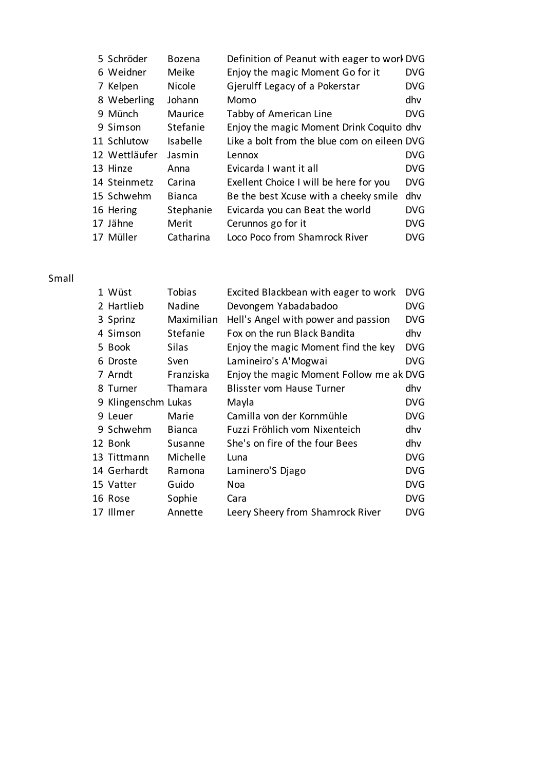| | | | | |
|---|---|---|---|---|
| 5 | Schröder | Bozena | Definition of Peanut with eager to work | DVG |
| 6 | Weidner | Meike | Enjoy the magic Moment Go for it | DVG |
| 7 | Kelpen | Nicole | Gjerulff Legacy of a Pokerstar | DVG |
| 8 | Weberling | Johann | Momo | dhv |
| 9 | Münch | Maurice | Tabby of American Line | DVG |
| 9 | Simson | Stefanie | Enjoy the magic Moment Drink Coquito | dhv |
| 11 | Schlutow | Isabelle | Like a bolt from the blue com on eileen | DVG |
| 12 | Wettläufer | Jasmin | Lennox | DVG |
| 13 | Hinze | Anna | Evicarda I want it all | DVG |
| 14 | Steinmetz | Carina | Exellent Choice I will be here for you | DVG |
| 15 | Schwehm | Bianca | Be the best Xcuse with a cheeky smile | dhv |
| 16 | Hering | Stephanie | Evicarda you can Beat the world | DVG |
| 17 | Jähne | Merit | Cerunnos go for it | DVG |
| 17 | Müller | Catharina | Loco Poco from Shamrock River | DVG |

Small

| | | | | |
|---|---|---|---|---|
| 1 | Wüst | Tobias | Excited Blackbean with eager to work | DVG |
| 2 | Hartlieb | Nadine | Devongem Yabadabadoo | DVG |
| 3 | Sprinz | Maximilian | Hell's Angel with power and passion | DVG |
| 4 | Simson | Stefanie | Fox on the run Black Bandita | dhv |
| 5 | Book | Silas | Enjoy the magic Moment find the key | DVG |
| 6 | Droste | Sven | Lamineiro's A'Mogwai | DVG |
| 7 | Arndt | Franziska | Enjoy the magic Moment Follow me ak | DVG |
| 8 | Turner | Thamara | Blisster vom Hause Turner | dhv |
| 9 | Klingenschm | Lukas | Mayla | DVG |
| 9 | Leuer | Marie | Camilla von der Kornmühle | DVG |
| 9 | Schwehm | Bianca | Fuzzi Fröhlich vom Nixenteich | dhv |
| 12 | Bonk | Susanne | She's on fire of the four Bees | dhv |
| 13 | Tittmann | Michelle | Luna | DVG |
| 14 | Gerhardt | Ramona | Laminero'S Djago | DVG |
| 15 | Vatter | Guido | Noa | DVG |
| 16 | Rose | Sophie | Cara | DVG |
| 17 | Illmer | Annette | Leery Sheery from Shamrock River | DVG |